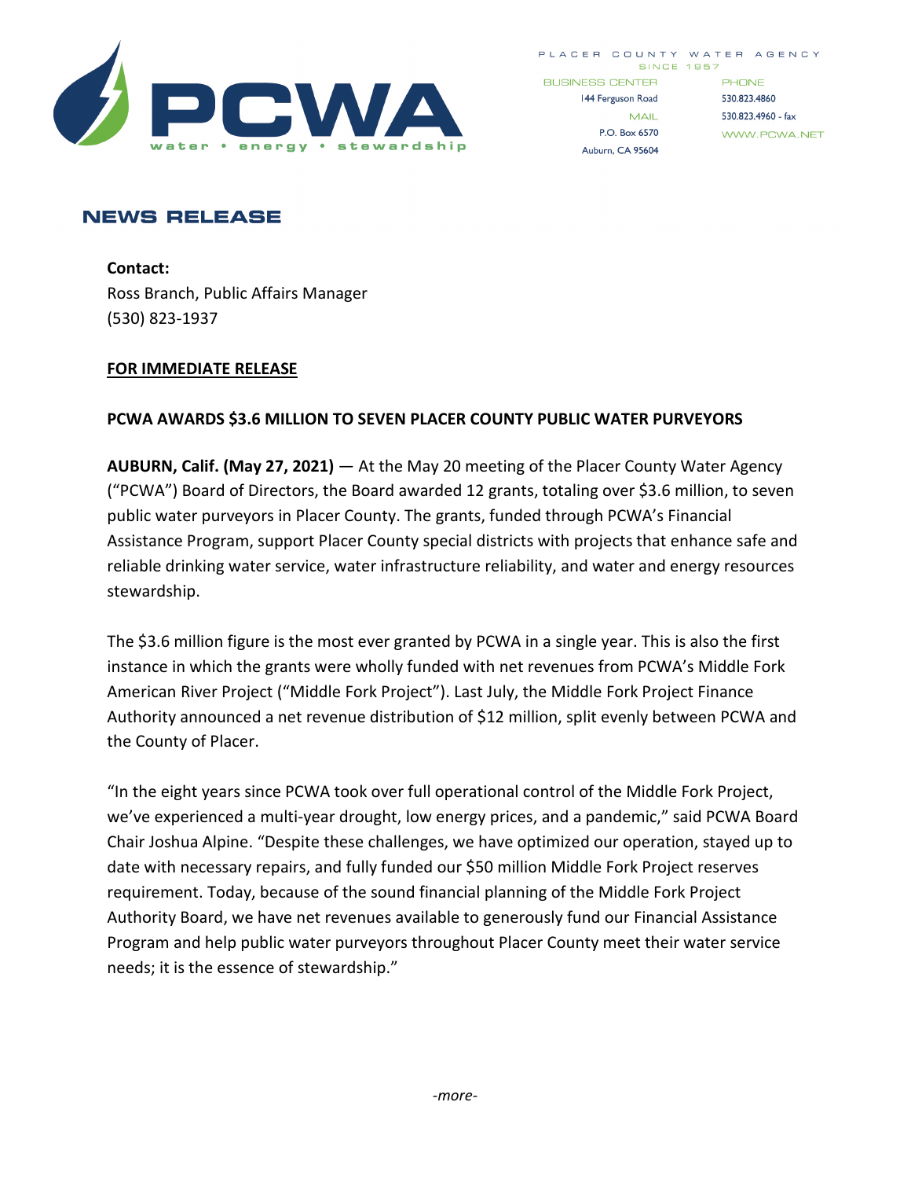PLACER COUNTY WATER AGENCY
SINCE 1957

BUSINESS CENTER
144 Ferguson Road
MAIL
P.O. Box 6570
Auburn, CA 95604

PHONE
530.823.4860
530.823.4960 - fax
WWW.PCWA.NET

# NEWS RELEASE

**Contact:**
Ross Branch, Public Affairs Manager
(530) 823-1937

**FOR IMMEDIATE RELEASE**

**PCWA AWARDS $3.6 MILLION TO SEVEN PLACER COUNTY PUBLIC WATER PURVEYORS**

**AUBURN, Calif. (May 27, 2021)** — At the May 20 meeting of the Placer County Water Agency ("PCWA") Board of Directors, the Board awarded 12 grants, totaling over $3.6 million, to seven public water purveyors in Placer County. The grants, funded through PCWA's Financial Assistance Program, support Placer County special districts with projects that enhance safe and reliable drinking water service, water infrastructure reliability, and water and energy resources stewardship.

The $3.6 million figure is the most ever granted by PCWA in a single year. This is also the first instance in which the grants were wholly funded with net revenues from PCWA's Middle Fork American River Project ("Middle Fork Project"). Last July, the Middle Fork Project Finance Authority announced a net revenue distribution of $12 million, split evenly between PCWA and the County of Placer.

"In the eight years since PCWA took over full operational control of the Middle Fork Project, we've experienced a multi-year drought, low energy prices, and a pandemic," said PCWA Board Chair Joshua Alpine. "Despite these challenges, we have optimized our operation, stayed up to date with necessary repairs, and fully funded our $50 million Middle Fork Project reserves requirement. Today, because of the sound financial planning of the Middle Fork Project Authority Board, we have net revenues available to generously fund our Financial Assistance Program and help public water purveyors throughout Placer County meet their water service needs; it is the essence of stewardship."

*-more-*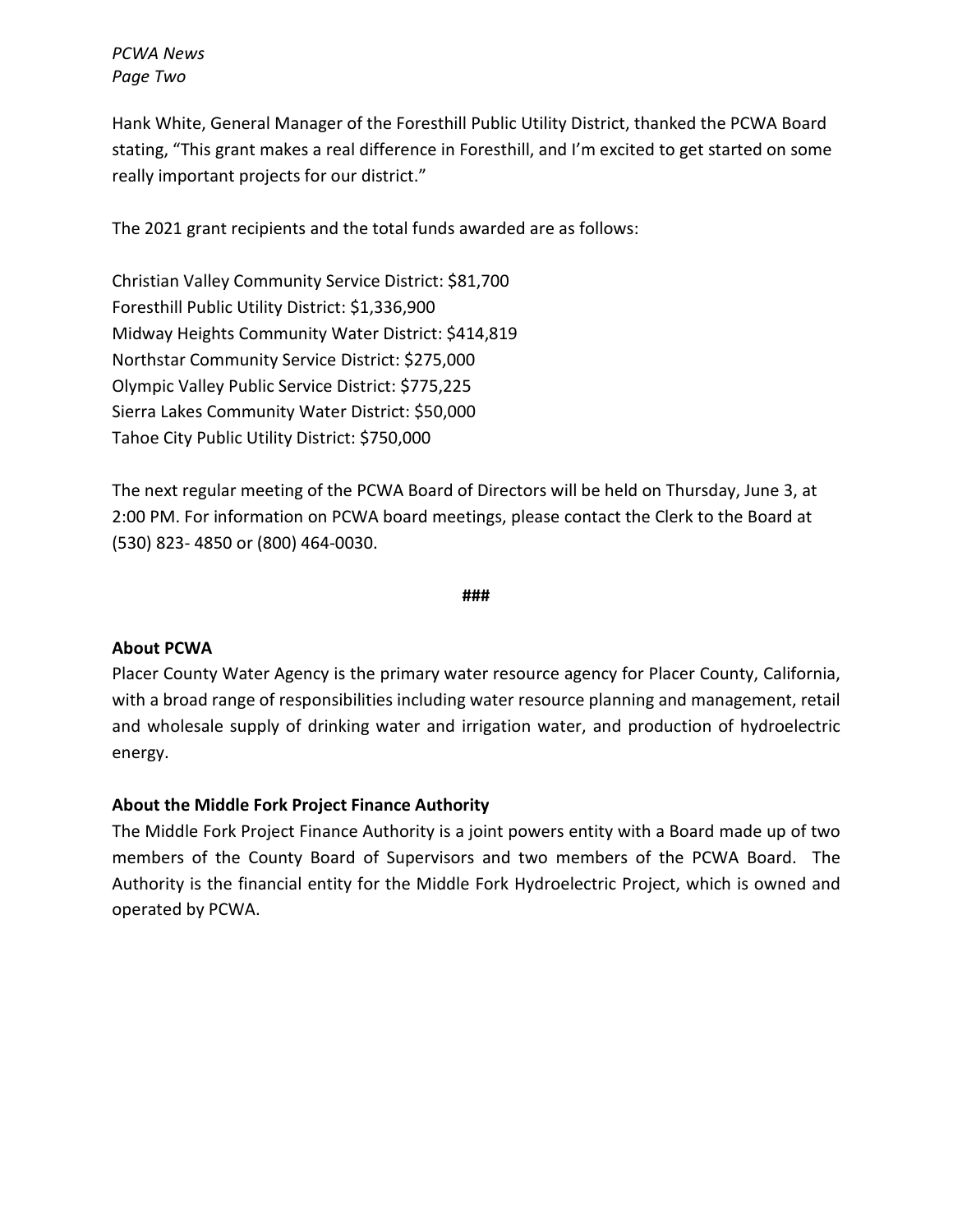Hank White, General Manager of the Foresthill Public Utility District, thanked the PCWA Board stating, “This grant makes a real difference in Foresthill, and I’m excited to get started on some really important projects for our district.”

The 2021 grant recipients and the total funds awarded are as follows:

Christian Valley Community Service District: $81,700
Foresthill Public Utility District: $1,336,900
Midway Heights Community Water District: $414,819
Northstar Community Service District: $275,000
Olympic Valley Public Service District: $775,225
Sierra Lakes Community Water District: $50,000
Tahoe City Public Utility District: $750,000

The next regular meeting of the PCWA Board of Directors will be held on Thursday, June 3, at 2:00 PM. For information on PCWA board meetings, please contact the Clerk to the Board at (530) 823- 4850 or (800) 464-0030.

###

**About PCWA**

Placer County Water Agency is the primary water resource agency for Placer County, California, with a broad range of responsibilities including water resource planning and management, retail and wholesale supply of drinking water and irrigation water, and production of hydroelectric energy.

**About the Middle Fork Project Finance Authority**

The Middle Fork Project Finance Authority is a joint powers entity with a Board made up of two members of the County Board of Supervisors and two members of the PCWA Board. The Authority is the financial entity for the Middle Fork Hydroelectric Project, which is owned and operated by PCWA.